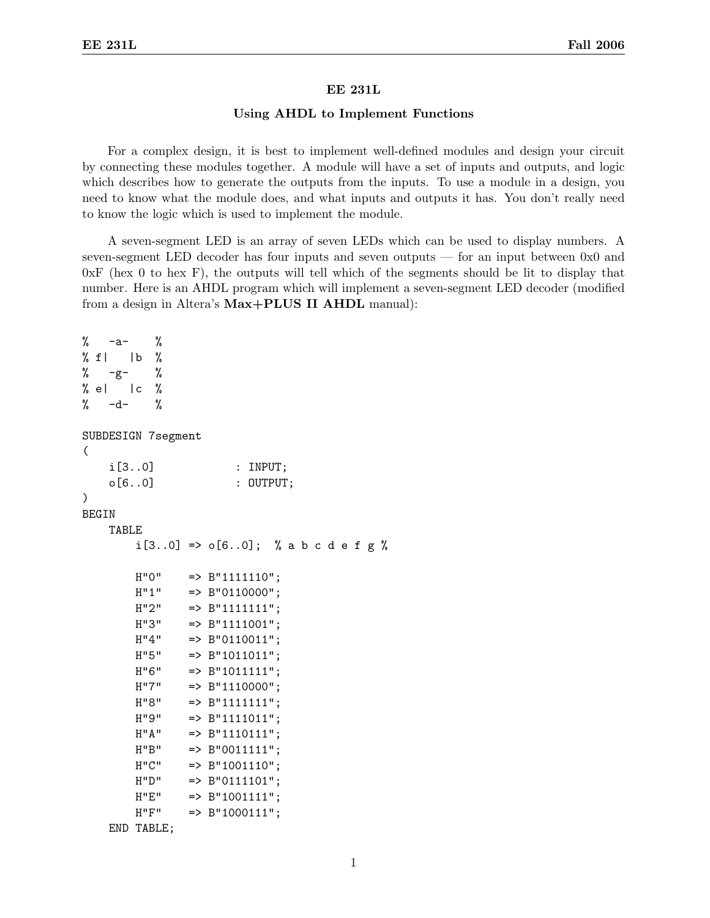# EE 231L

## Using AHDL to Implement Functions

For a complex design, it is best to implement well-defined modules and design your circuit by connecting these modules together. A module will have a set of inputs and outputs, and logic which describes how to generate the outputs from the inputs. To use a module in a design, you need to know what the module does, and what inputs and outputs it has. You don't really need to know the logic which is used to implement the module.

A seven-segment LED is an array of seven LEDs which can be used to display numbers. A seven-segment LED decoder has four inputs and seven outputs — for an input between 0x0 and 0xF (hex 0 to hex F), the outputs will tell which of the segments should be lit to display that number. Here is an AHDL program which will implement a seven-segment LED decoder (modified from a design in Altera's **Max+PLUS II AHDL** manual):

```
%   -a-    %
% f|   |b  %
%   -g-    %
% e|   |c  %
%   -d-    %

SUBDESIGN 7segment
(
    i[3..0]             : INPUT;
    o[6..0]             : OUTPUT;
)
BEGIN
    TABLE
        i[3..0] => o[6..0];  % a b c d e f g %

        H"0"    => B"1111110";
        H"1"    => B"0110000";
        H"2"    => B"1111111";
        H"3"    => B"1111001";
        H"4"    => B"0110011";
        H"5"    => B"1011011";
        H"6"    => B"1011111";
        H"7"    => B"1110000";
        H"8"    => B"1111111";
        H"9"    => B"1111011";
        H"A"    => B"1110111";
        H"B"    => B"0011111";
        H"C"    => B"1001110";
        H"D"    => B"0111101";
        H"E"    => B"1001111";
        H"F"    => B"1000111";
    END TABLE;
```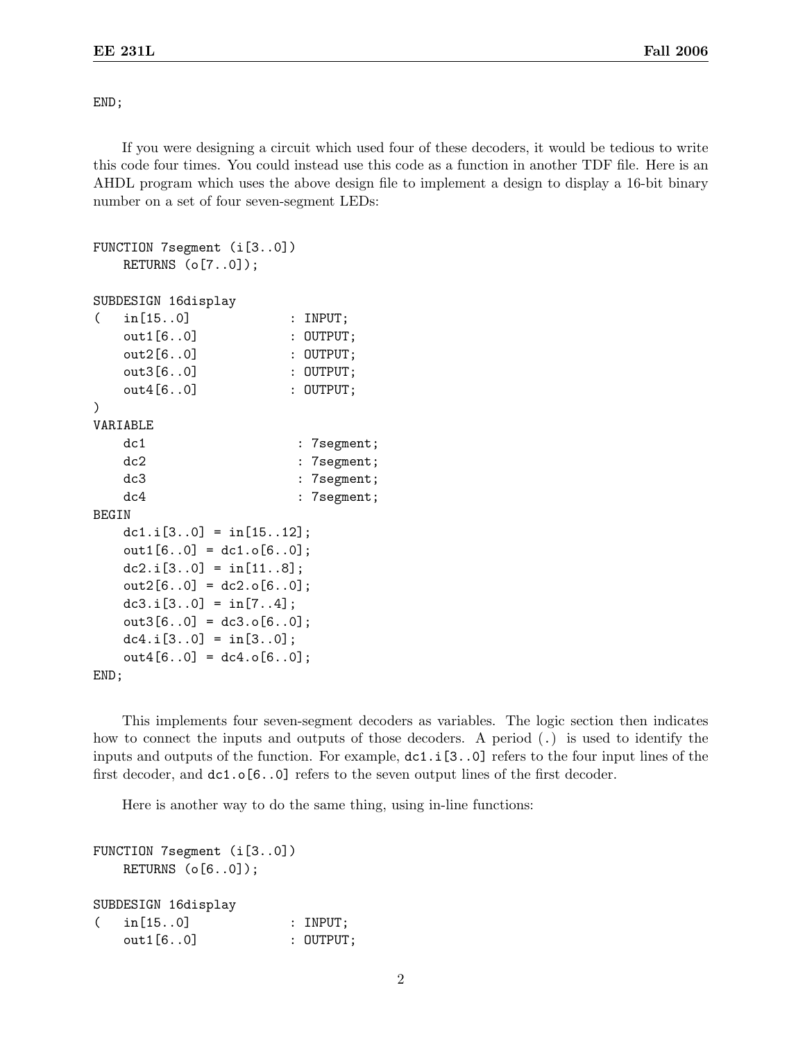```
END;
```

If you were designing a circuit which used four of these decoders, it would be tedious to write this code four times. You could instead use this code as a function in another TDF file. Here is an AHDL program which uses the above design file to implement a design to display a 16-bit binary number on a set of four seven-segment LEDs:

```
FUNCTION 7segment (i[3..0])
    RETURNS (o[7..0]);

SUBDESIGN 16display
(   in[15..0]              : INPUT;
    out1[6..0]             : OUTPUT;
    out2[6..0]             : OUTPUT;
    out3[6..0]             : OUTPUT;
    out4[6..0]             : OUTPUT;
)
VARIABLE
    dc1                     : 7segment;
    dc2                     : 7segment;
    dc3                     : 7segment;
    dc4                     : 7segment;
BEGIN
    dc1.i[3..0] = in[15..12];
    out1[6..0] = dc1.o[6..0];
    dc2.i[3..0] = in[11..8];
    out2[6..0] = dc2.o[6..0];
    dc3.i[3..0] = in[7..4];
    out3[6..0] = dc3.o[6..0];
    dc4.i[3..0] = in[3..0];
    out4[6..0] = dc4.o[6..0];
END;
```

This implements four seven-segment decoders as variables. The logic section then indicates how to connect the inputs and outputs of those decoders. A period (.) is used to identify the inputs and outputs of the function. For example, `dc1.i[3..0]` refers to the four input lines of the first decoder, and `dc1.o[6..0]` refers to the seven output lines of the first decoder.

Here is another way to do the same thing, using in-line functions:

```
FUNCTION 7segment (i[3..0])
    RETURNS (o[6..0]);

SUBDESIGN 16display
(   in[15..0]              : INPUT;
    out1[6..0]             : OUTPUT;
```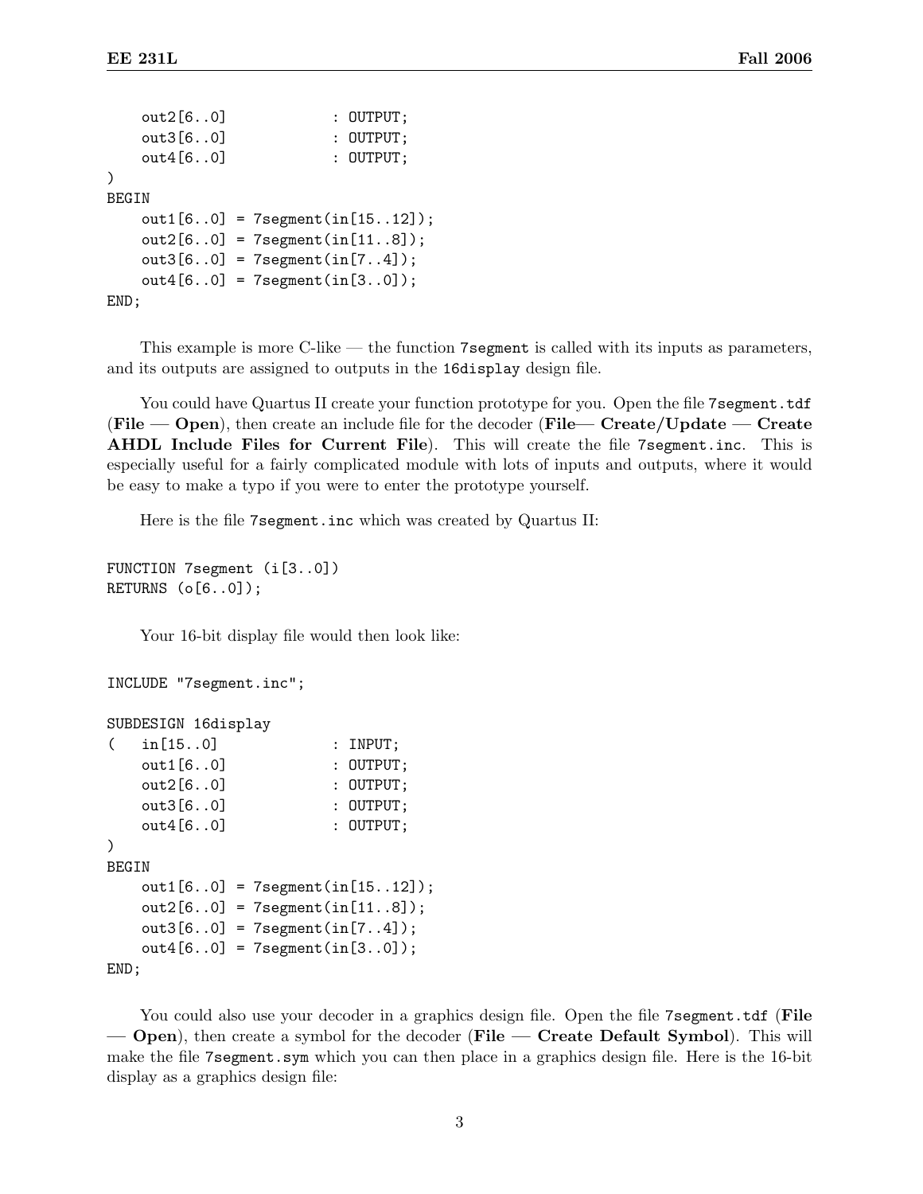```
    out2[6..0]             : OUTPUT;
    out3[6..0]             : OUTPUT;
    out4[6..0]             : OUTPUT;
)
BEGIN
    out1[6..0] = 7segment(in[15..12]);
    out2[6..0] = 7segment(in[11..8]);
    out3[6..0] = 7segment(in[7..4]);
    out4[6..0] = 7segment(in[3..0]);
END;
```

This example is more C-like — the function `7segment` is called with its inputs as parameters, and its outputs are assigned to outputs in the `16display` design file.

You could have Quartus II create your function prototype for you. Open the file `7segment.tdf` (**File — Open**), then create an include file for the decoder (**File— Create/Update — Create AHDL Include Files for Current File**). This will create the file `7segment.inc`. This is especially useful for a fairly complicated module with lots of inputs and outputs, where it would be easy to make a typo if you were to enter the prototype yourself.

Here is the file `7segment.inc` which was created by Quartus II:

```
FUNCTION 7segment (i[3..0])
RETURNS (o[6..0]);
```

Your 16-bit display file would then look like:

```
INCLUDE "7segment.inc";

SUBDESIGN 16display
(   in[15..0]              : INPUT;
    out1[6..0]             : OUTPUT;
    out2[6..0]             : OUTPUT;
    out3[6..0]             : OUTPUT;
    out4[6..0]             : OUTPUT;
)
BEGIN
    out1[6..0] = 7segment(in[15..12]);
    out2[6..0] = 7segment(in[11..8]);
    out3[6..0] = 7segment(in[7..4]);
    out4[6..0] = 7segment(in[3..0]);
END;
```

You could also use your decoder in a graphics design file. Open the file `7segment.tdf` (**File — Open**), then create a symbol for the decoder (**File — Create Default Symbol**). This will make the file `7segment.sym` which you can then place in a graphics design file. Here is the 16-bit display as a graphics design file: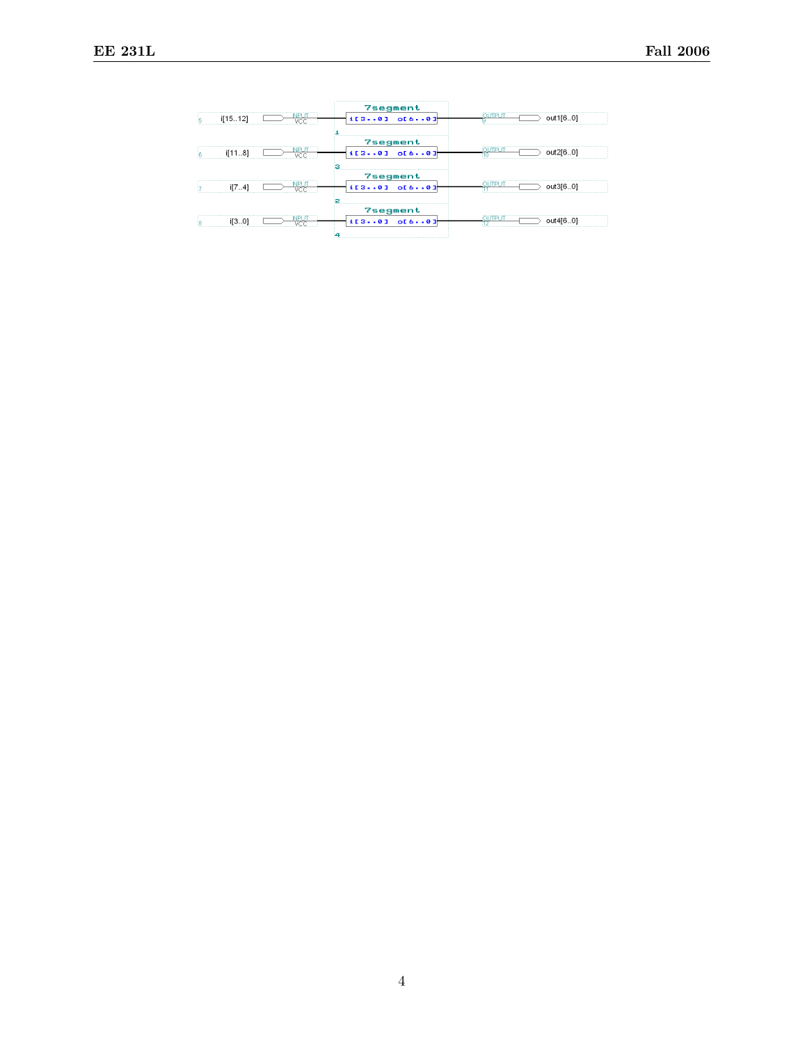5 i[15..12] INPUT VCC

7segment
i[3..0] o[6..0]
1

OUTPUT 9 out1[6..0]

6 i[11..8] INPUT VCC

7segment
i[3..0] o[6..0]
3

OUTPUT 10 out2[6..0]

7 i[7..4] INPUT VCC

7segment
i[3..0] o[6..0]
2

OUTPUT 11 out3[6..0]

8 i[3..0] INPUT VCC

7segment
i[3..0] o[6..0]
4

OUTPUT 12 out4[6..0]